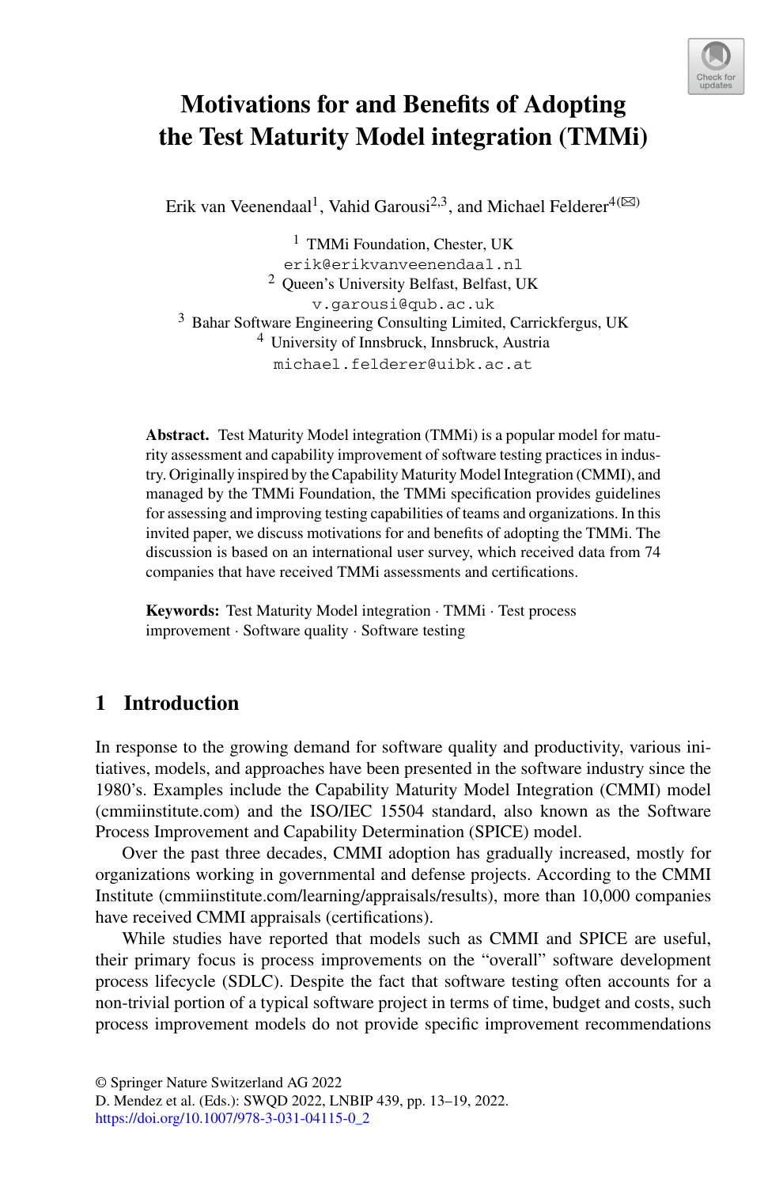# Motivations for and Benefits of Adopting the Test Maturity Model integration (TMMi)

Erik van Veenendaal[1], Vahid Garousi[2,3], and Michael Felderer[4](✉)

[1] TMMi Foundation, Chester, UK
erik@erikvanveenendaal.nl

[2] Queen's University Belfast, Belfast, UK
v.garousi@qub.ac.uk

[3] Bahar Software Engineering Consulting Limited, Carrickfergus, UK

[4] University of Innsbruck, Innsbruck, Austria
michael.felderer@uibk.ac.at

**Abstract.** Test Maturity Model integration (TMMi) is a popular model for maturity assessment and capability improvement of software testing practices in industry. Originally inspired by the Capability Maturity Model Integration (CMMI), and managed by the TMMi Foundation, the TMMi specification provides guidelines for assessing and improving testing capabilities of teams and organizations. In this invited paper, we discuss motivations for and benefits of adopting the TMMi. The discussion is based on an international user survey, which received data from 74 companies that have received TMMi assessments and certifications.

**Keywords:** Test Maturity Model integration · TMMi · Test process improvement · Software quality · Software testing

## 1 Introduction

In response to the growing demand for software quality and productivity, various initiatives, models, and approaches have been presented in the software industry since the 1980's. Examples include the Capability Maturity Model Integration (CMMI) model (cmmiinstitute.com) and the ISO/IEC 15504 standard, also known as the Software Process Improvement and Capability Determination (SPICE) model.

Over the past three decades, CMMI adoption has gradually increased, mostly for organizations working in governmental and defense projects. According to the CMMI Institute (cmmiinstitute.com/learning/appraisals/results), more than 10,000 companies have received CMMI appraisals (certifications).

While studies have reported that models such as CMMI and SPICE are useful, their primary focus is process improvements on the "overall" software development process lifecycle (SDLC). Despite the fact that software testing often accounts for a non-trivial portion of a typical software project in terms of time, budget and costs, such process improvement models do not provide specific improvement recommendations

© Springer Nature Switzerland AG 2022
D. Mendez et al. (Eds.): SWQD 2022, LNBIP 439, pp. 13–19, 2022.
https://doi.org/10.1007/978-3-031-04115-0_2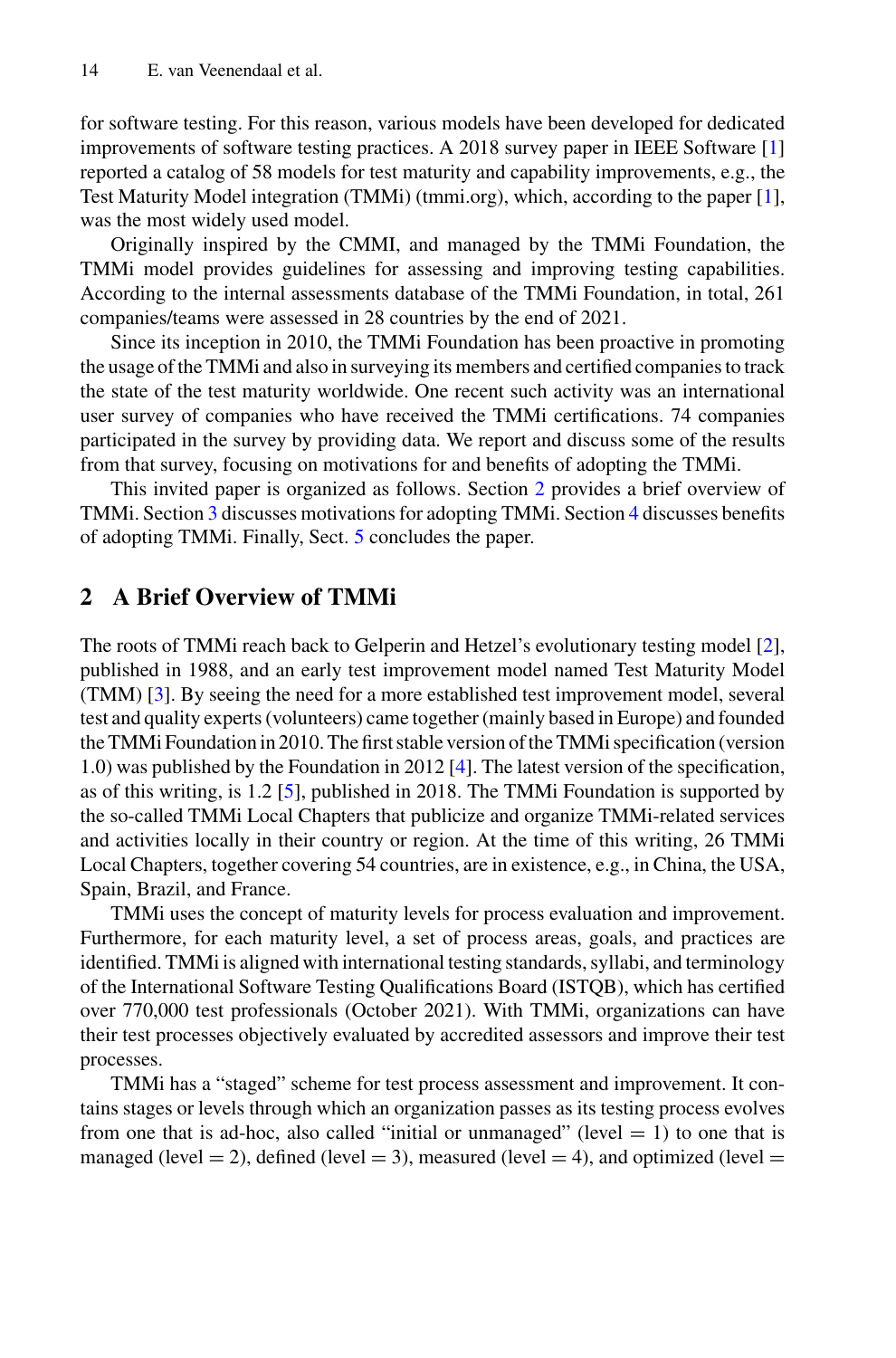for software testing. For this reason, various models have been developed for dedicated improvements of software testing practices. A 2018 survey paper in IEEE Software [1] reported a catalog of 58 models for test maturity and capability improvements, e.g., the Test Maturity Model integration (TMMi) (tmmi.org), which, according to the paper [1], was the most widely used model.

Originally inspired by the CMMI, and managed by the TMMi Foundation, the TMMi model provides guidelines for assessing and improving testing capabilities. According to the internal assessments database of the TMMi Foundation, in total, 261 companies/teams were assessed in 28 countries by the end of 2021.

Since its inception in 2010, the TMMi Foundation has been proactive in promoting the usage of the TMMi and also in surveying its members and certified companies to track the state of the test maturity worldwide. One recent such activity was an international user survey of companies who have received the TMMi certifications. 74 companies participated in the survey by providing data. We report and discuss some of the results from that survey, focusing on motivations for and benefits of adopting the TMMi.

This invited paper is organized as follows. Section 2 provides a brief overview of TMMi. Section 3 discusses motivations for adopting TMMi. Section 4 discusses benefits of adopting TMMi. Finally, Sect. 5 concludes the paper.

## 2 A Brief Overview of TMMi

The roots of TMMi reach back to Gelperin and Hetzel's evolutionary testing model [2], published in 1988, and an early test improvement model named Test Maturity Model (TMM) [3]. By seeing the need for a more established test improvement model, several test and quality experts (volunteers) came together (mainly based in Europe) and founded the TMMi Foundation in 2010. The first stable version of the TMMi specification (version 1.0) was published by the Foundation in 2012 [4]. The latest version of the specification, as of this writing, is 1.2 [5], published in 2018. The TMMi Foundation is supported by the so-called TMMi Local Chapters that publicize and organize TMMi-related services and activities locally in their country or region. At the time of this writing, 26 TMMi Local Chapters, together covering 54 countries, are in existence, e.g., in China, the USA, Spain, Brazil, and France.

TMMi uses the concept of maturity levels for process evaluation and improvement. Furthermore, for each maturity level, a set of process areas, goals, and practices are identified. TMMi is aligned with international testing standards, syllabi, and terminology of the International Software Testing Qualifications Board (ISTQB), which has certified over 770,000 test professionals (October 2021). With TMMi, organizations can have their test processes objectively evaluated by accredited assessors and improve their test processes.

TMMi has a "staged" scheme for test process assessment and improvement. It contains stages or levels through which an organization passes as its testing process evolves from one that is ad-hoc, also called "initial or unmanaged" (level = 1) to one that is managed (level = 2), defined (level = 3), measured (level = 4), and optimized (level =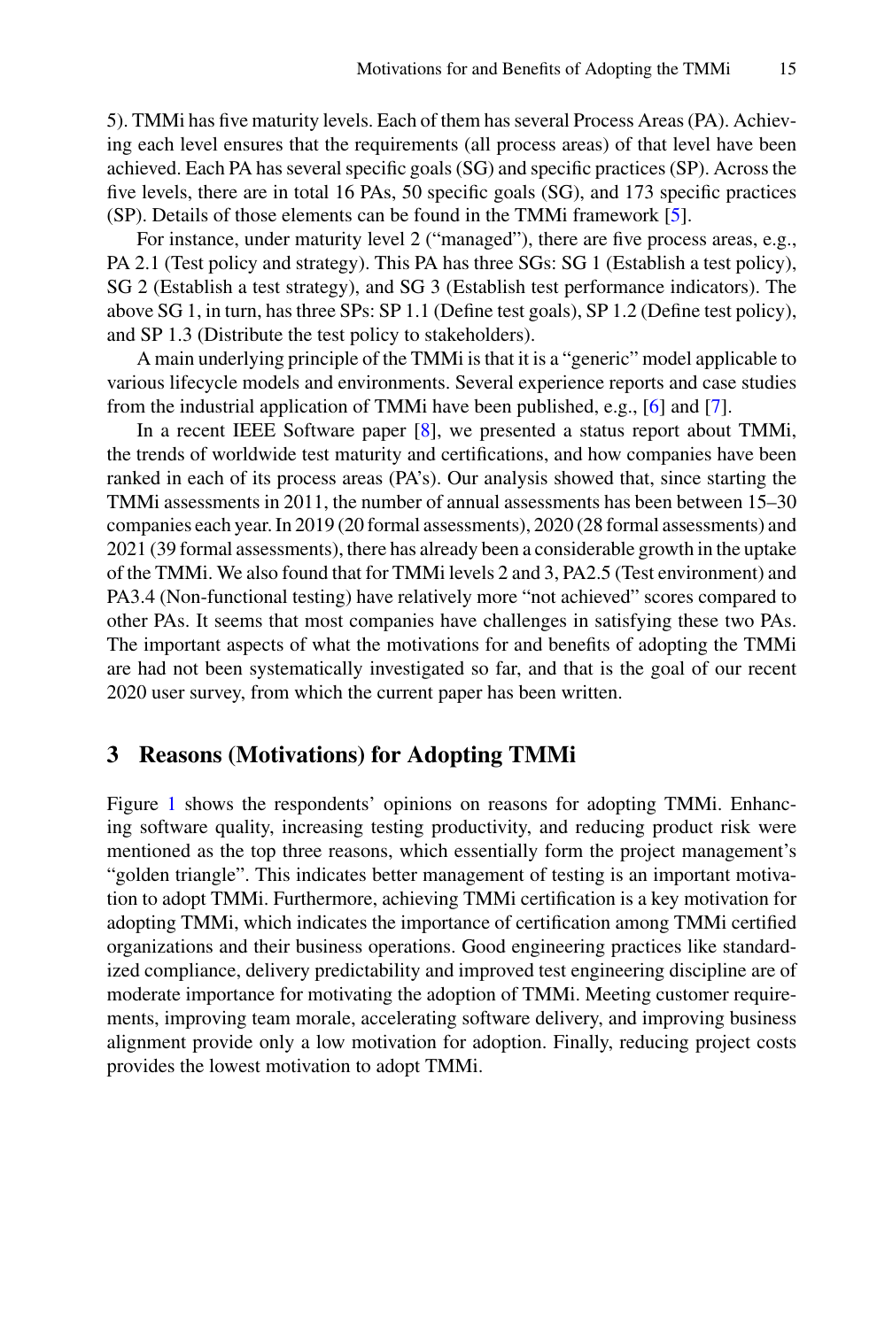5). TMMi has five maturity levels. Each of them has several Process Areas (PA). Achieving each level ensures that the requirements (all process areas) of that level have been achieved. Each PA has several specific goals (SG) and specific practices (SP). Across the five levels, there are in total 16 PAs, 50 specific goals (SG), and 173 specific practices (SP). Details of those elements can be found in the TMMi framework [5].

For instance, under maturity level 2 ("managed"), there are five process areas, e.g., PA 2.1 (Test policy and strategy). This PA has three SGs: SG 1 (Establish a test policy), SG 2 (Establish a test strategy), and SG 3 (Establish test performance indicators). The above SG 1, in turn, has three SPs: SP 1.1 (Define test goals), SP 1.2 (Define test policy), and SP 1.3 (Distribute the test policy to stakeholders).

A main underlying principle of the TMMi is that it is a "generic" model applicable to various lifecycle models and environments. Several experience reports and case studies from the industrial application of TMMi have been published, e.g., [6] and [7].

In a recent IEEE Software paper [8], we presented a status report about TMMi, the trends of worldwide test maturity and certifications, and how companies have been ranked in each of its process areas (PA's). Our analysis showed that, since starting the TMMi assessments in 2011, the number of annual assessments has been between 15–30 companies each year. In 2019 (20 formal assessments), 2020 (28 formal assessments) and 2021 (39 formal assessments), there has already been a considerable growth in the uptake of the TMMi. We also found that for TMMi levels 2 and 3, PA2.5 (Test environment) and PA3.4 (Non-functional testing) have relatively more "not achieved" scores compared to other PAs. It seems that most companies have challenges in satisfying these two PAs. The important aspects of what the motivations for and benefits of adopting the TMMi are had not been systematically investigated so far, and that is the goal of our recent 2020 user survey, from which the current paper has been written.

## 3 Reasons (Motivations) for Adopting TMMi

Figure 1 shows the respondents' opinions on reasons for adopting TMMi. Enhancing software quality, increasing testing productivity, and reducing product risk were mentioned as the top three reasons, which essentially form the project management's "golden triangle". This indicates better management of testing is an important motivation to adopt TMMi. Furthermore, achieving TMMi certification is a key motivation for adopting TMMi, which indicates the importance of certification among TMMi certified organizations and their business operations. Good engineering practices like standardized compliance, delivery predictability and improved test engineering discipline are of moderate importance for motivating the adoption of TMMi. Meeting customer requirements, improving team morale, accelerating software delivery, and improving business alignment provide only a low motivation for adoption. Finally, reducing project costs provides the lowest motivation to adopt TMMi.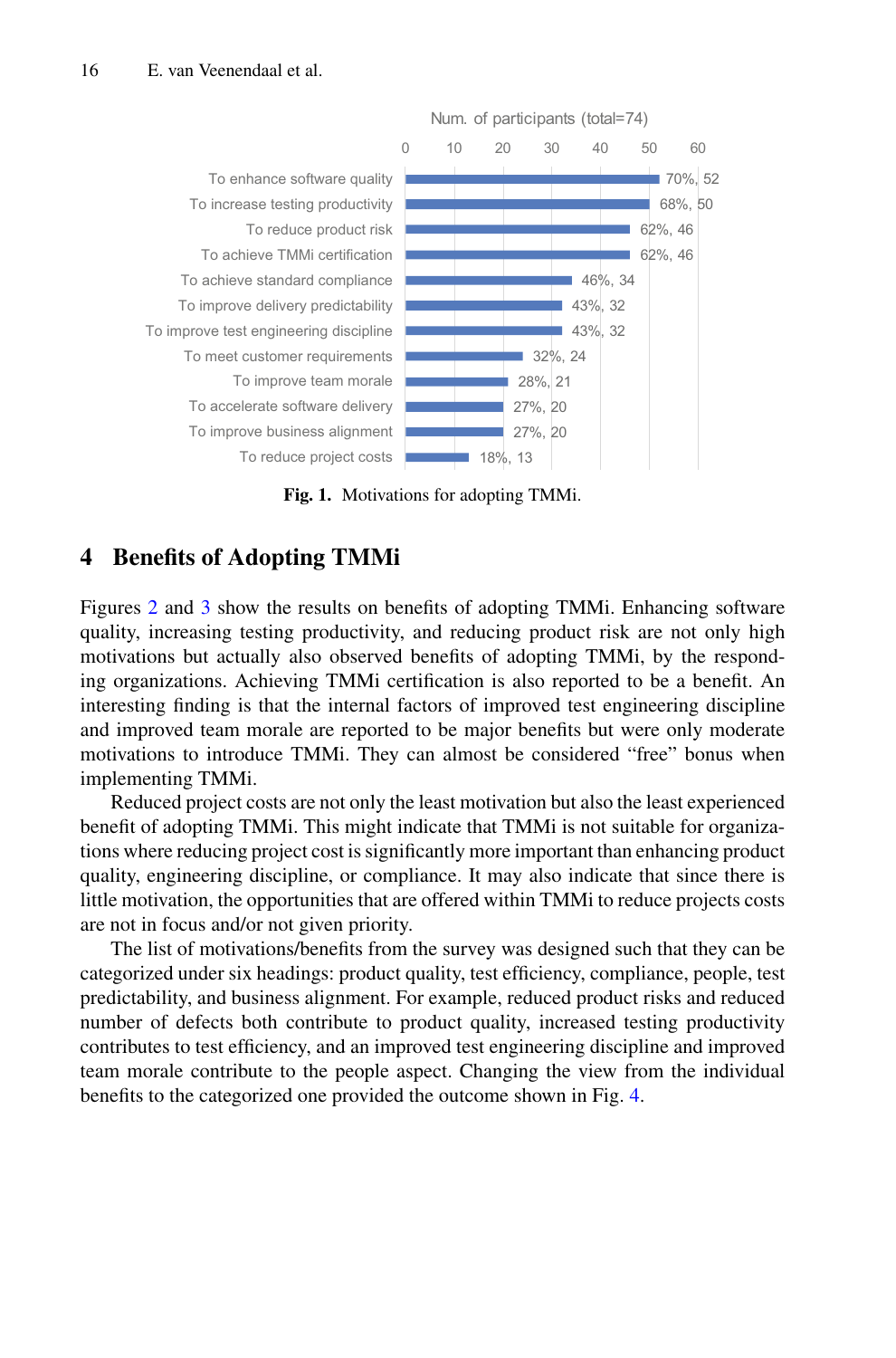| Motivation | Num. of participants (total=74) |
| --- | --- |
| To enhance software quality | 70%, 52 |
| To increase testing productivity | 68%, 50 |
| To reduce product risk | 62%, 46 |
| To achieve TMMi certification | 62%, 46 |
| To achieve standard compliance | 46%, 34 |
| To improve delivery predictability | 43%, 32 |
| To improve test engineering discipline | 43%, 32 |
| To meet customer requirements | 32%, 24 |
| To improve team morale | 28%, 21 |
| To accelerate software delivery | 27%, 20 |
| To improve business alignment | 27%, 20 |
| To reduce project costs | 18%, 13 |

**Fig. 1.** Motivations for adopting TMMi.

## 4 Benefits of Adopting TMMi

Figures 2 and 3 show the results on benefits of adopting TMMi. Enhancing software quality, increasing testing productivity, and reducing product risk are not only high motivations but actually also observed benefits of adopting TMMi, by the responding organizations. Achieving TMMi certification is also reported to be a benefit. An interesting finding is that the internal factors of improved test engineering discipline and improved team morale are reported to be major benefits but were only moderate motivations to introduce TMMi. They can almost be considered "free" bonus when implementing TMMi.

Reduced project costs are not only the least motivation but also the least experienced benefit of adopting TMMi. This might indicate that TMMi is not suitable for organizations where reducing project cost is significantly more important than enhancing product quality, engineering discipline, or compliance. It may also indicate that since there is little motivation, the opportunities that are offered within TMMi to reduce projects costs are not in focus and/or not given priority.

The list of motivations/benefits from the survey was designed such that they can be categorized under six headings: product quality, test efficiency, compliance, people, test predictability, and business alignment. For example, reduced product risks and reduced number of defects both contribute to product quality, increased testing productivity contributes to test efficiency, and an improved test engineering discipline and improved team morale contribute to the people aspect. Changing the view from the individual benefits to the categorized one provided the outcome shown in Fig. 4.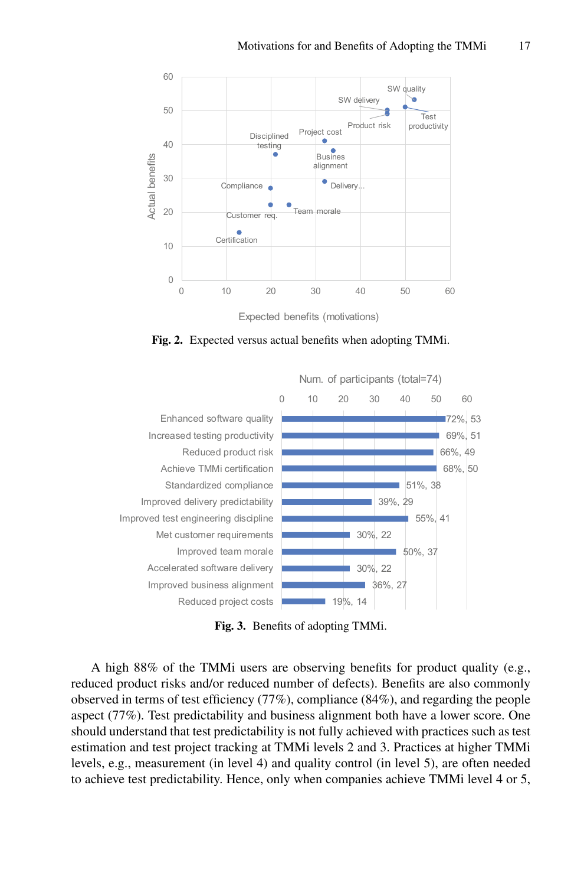Fig. 2. Expected versus actual benefits when adopting TMMi.

Fig. 3. Benefits of adopting TMMi.

A high 88% of the TMMi users are observing benefits for product quality (e.g., reduced product risks and/or reduced number of defects). Benefits are also commonly observed in terms of test efficiency (77%), compliance (84%), and regarding the people aspect (77%). Test predictability and business alignment both have a lower score. One should understand that test predictability is not fully achieved with practices such as test estimation and test project tracking at TMMi levels 2 and 3. Practices at higher TMMi levels, e.g., measurement (in level 4) and quality control (in level 5), are often needed to achieve test predictability. Hence, only when companies achieve TMMi level 4 or 5,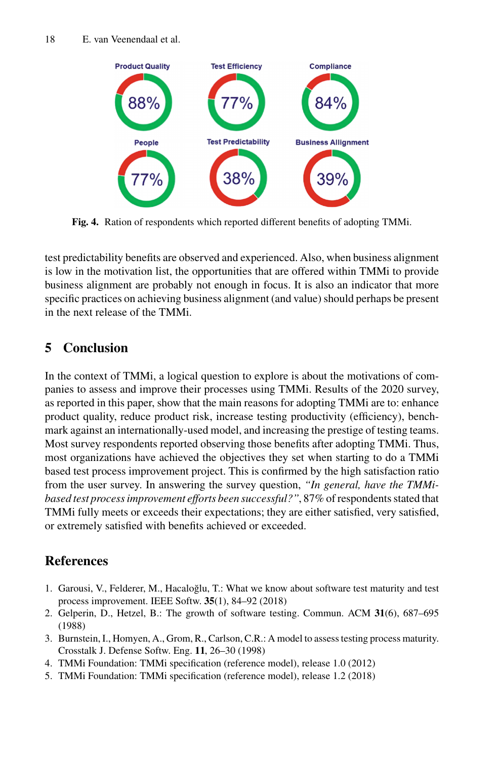Fig. 4. Ration of respondents which reported different benefits of adopting TMMi.

test predictability benefits are observed and experienced. Also, when business alignment is low in the motivation list, the opportunities that are offered within TMMi to provide business alignment are probably not enough in focus. It is also an indicator that more specific practices on achieving business alignment (and value) should perhaps be present in the next release of the TMMi.

## 5 Conclusion

In the context of TMMi, a logical question to explore is about the motivations of companies to assess and improve their processes using TMMi. Results of the 2020 survey, as reported in this paper, show that the main reasons for adopting TMMi are to: enhance product quality, reduce product risk, increase testing productivity (efficiency), benchmark against an internationally-used model, and increasing the prestige of testing teams. Most survey respondents reported observing those benefits after adopting TMMi. Thus, most organizations have achieved the objectives they set when starting to do a TMMi based test process improvement project. This is confirmed by the high satisfaction ratio from the user survey. In answering the survey question, *"In general, have the TMMi-based test process improvement efforts been successful?"*, 87% of respondents stated that TMMi fully meets or exceeds their expectations; they are either satisfied, very satisfied, or extremely satisfied with benefits achieved or exceeded.

## References

1. Garousi, V., Felderer, M., Hacaloğlu, T.: What we know about software test maturity and test process improvement. IEEE Softw. **35**(1), 84–92 (2018)
2. Gelperin, D., Hetzel, B.: The growth of software testing. Commun. ACM **31**(6), 687–695 (1988)
3. Burnstein, I., Homyen, A., Grom, R., Carlson, C.R.: A model to assess testing process maturity. Crosstalk J. Defense Softw. Eng. **11**, 26–30 (1998)
4. TMMi Foundation: TMMi specification (reference model), release 1.0 (2012)
5. TMMi Foundation: TMMi specification (reference model), release 1.2 (2018)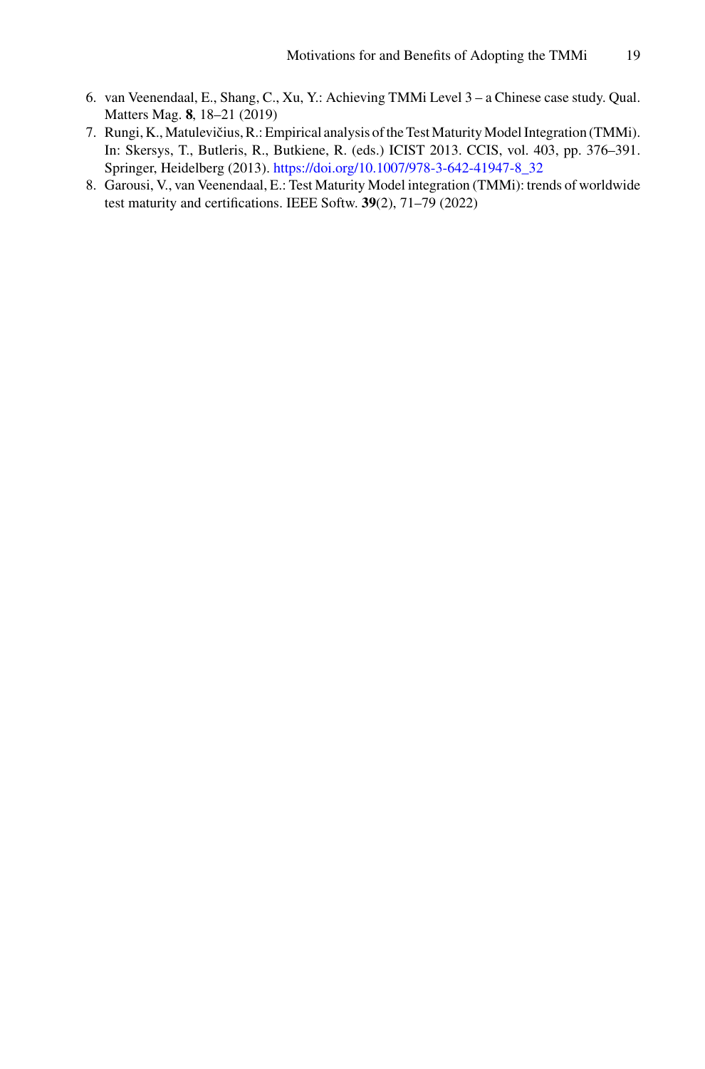6. van Veenendaal, E., Shang, C., Xu, Y.: Achieving TMMi Level 3 – a Chinese case study. Qual. Matters Mag. **8**, 18–21 (2019)
7. Rungi, K., Matulevičius, R.: Empirical analysis of the Test Maturity Model Integration (TMMi). In: Skersys, T., Butleris, R., Butkiene, R. (eds.) ICIST 2013. CCIS, vol. 403, pp. 376–391. Springer, Heidelberg (2013). https://doi.org/10.1007/978-3-642-41947-8_32
8. Garousi, V., van Veenendaal, E.: Test Maturity Model integration (TMMi): trends of worldwide test maturity and certifications. IEEE Softw. **39**(2), 71–79 (2022)